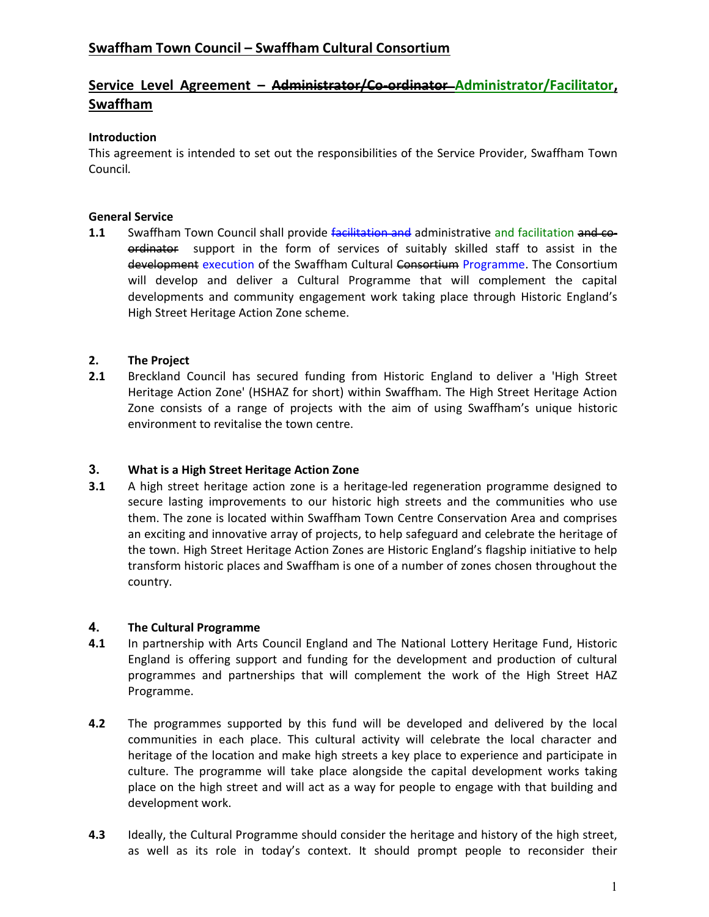## Swaffham Town Council – Swaffham Cultural Consortium

## Service Level Agreement – ~~Administrator/Co-ordinator~~ Administrator/Facilitator, Swaffham

**Introduction**

This agreement is intended to set out the responsibilities of the Service Provider, Swaffham Town Council.

**General Service**

**1.1** Swaffham Town Council shall provide ~~facilitation and~~ administrative and facilitation ~~and co-ordinator~~ support in the form of services of suitably skilled staff to assist in the ~~development~~ execution of the Swaffham Cultural ~~Consortium~~ Programme. The Consortium will develop and deliver a Cultural Programme that will complement the capital developments and community engagement work taking place through Historic England's High Street Heritage Action Zone scheme.

**2. The Project**

**2.1** Breckland Council has secured funding from Historic England to deliver a 'High Street Heritage Action Zone' (HSHAZ for short) within Swaffham. The High Street Heritage Action Zone consists of a range of projects with the aim of using Swaffham's unique historic environment to revitalise the town centre.

**3. What is a High Street Heritage Action Zone**

**3.1** A high street heritage action zone is a heritage-led regeneration programme designed to secure lasting improvements to our historic high streets and the communities who use them. The zone is located within Swaffham Town Centre Conservation Area and comprises an exciting and innovative array of projects, to help safeguard and celebrate the heritage of the town. High Street Heritage Action Zones are Historic England's flagship initiative to help transform historic places and Swaffham is one of a number of zones chosen throughout the country.

**4. The Cultural Programme**

**4.1** In partnership with Arts Council England and The National Lottery Heritage Fund, Historic England is offering support and funding for the development and production of cultural programmes and partnerships that will complement the work of the High Street HAZ Programme.

**4.2** The programmes supported by this fund will be developed and delivered by the local communities in each place. This cultural activity will celebrate the local character and heritage of the location and make high streets a key place to experience and participate in culture. The programme will take place alongside the capital development works taking place on the high street and will act as a way for people to engage with that building and development work.

**4.3** Ideally, the Cultural Programme should consider the heritage and history of the high street, as well as its role in today's context. It should prompt people to reconsider their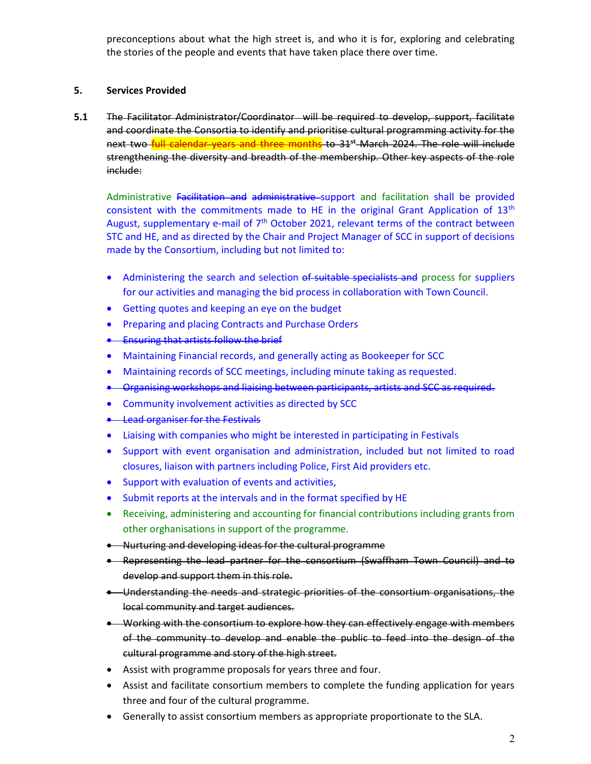preconceptions about what the high street is, and who it is for, exploring and celebrating the stories of the people and events that have taken place there over time.

**5. Services Provided**

**5.1** ~~The Facilitator Administrator/Coordinator will be required to develop, support, facilitate and coordinate the Consortia to identify and prioritise cultural programming activity for the next two full calendar years and three months to 31st March 2024. The role will include strengthening the diversity and breadth of the membership. Other key aspects of the role include:~~

Administrative ~~Facilitation and~~ ~~administrative~~ support and facilitation shall be provided consistent with the commitments made to HE in the original Grant Application of 13th August, supplementary e-mail of 7th October 2021, relevant terms of the contract between STC and HE, and as directed by the Chair and Project Manager of SCC in support of decisions made by the Consortium, including but not limited to:

- Administering the search and selection ~~of suitable specialists and~~ process for suppliers for our activities and managing the bid process in collaboration with Town Council.
- Getting quotes and keeping an eye on the budget
- Preparing and placing Contracts and Purchase Orders
- ~~Ensuring that artists follow the brief~~
- Maintaining Financial records, and generally acting as Bookeeper for SCC
- Maintaining records of SCC meetings, including minute taking as requested.
- ~~Organising workshops and liaising between participants, artists and SCC as required.~~
- Community involvement activities as directed by SCC
- ~~Lead organiser for the Festivals~~
- Liaising with companies who might be interested in participating in Festivals
- Support with event organisation and administration, included but not limited to road closures, liaison with partners including Police, First Aid providers etc.
- Support with evaluation of events and activities,
- Submit reports at the intervals and in the format specified by HE
- Receiving, administering and accounting for financial contributions including grants from other orghanisations in support of the programme.
- ~~Nurturing and developing ideas for the cultural programme~~
- ~~Representing the lead partner for the consortium (Swaffham Town Council) and to develop and support them in this role.~~
- ~~Understanding the needs and strategic priorities of the consortium organisations, the local community and target audiences.~~
- ~~Working with the consortium to explore how they can effectively engage with members of the community to develop and enable the public to feed into the design of the cultural programme and story of the high street.~~
- Assist with programme proposals for years three and four.
- Assist and facilitate consortium members to complete the funding application for years three and four of the cultural programme.
- Generally to assist consortium members as appropriate proportionate to the SLA.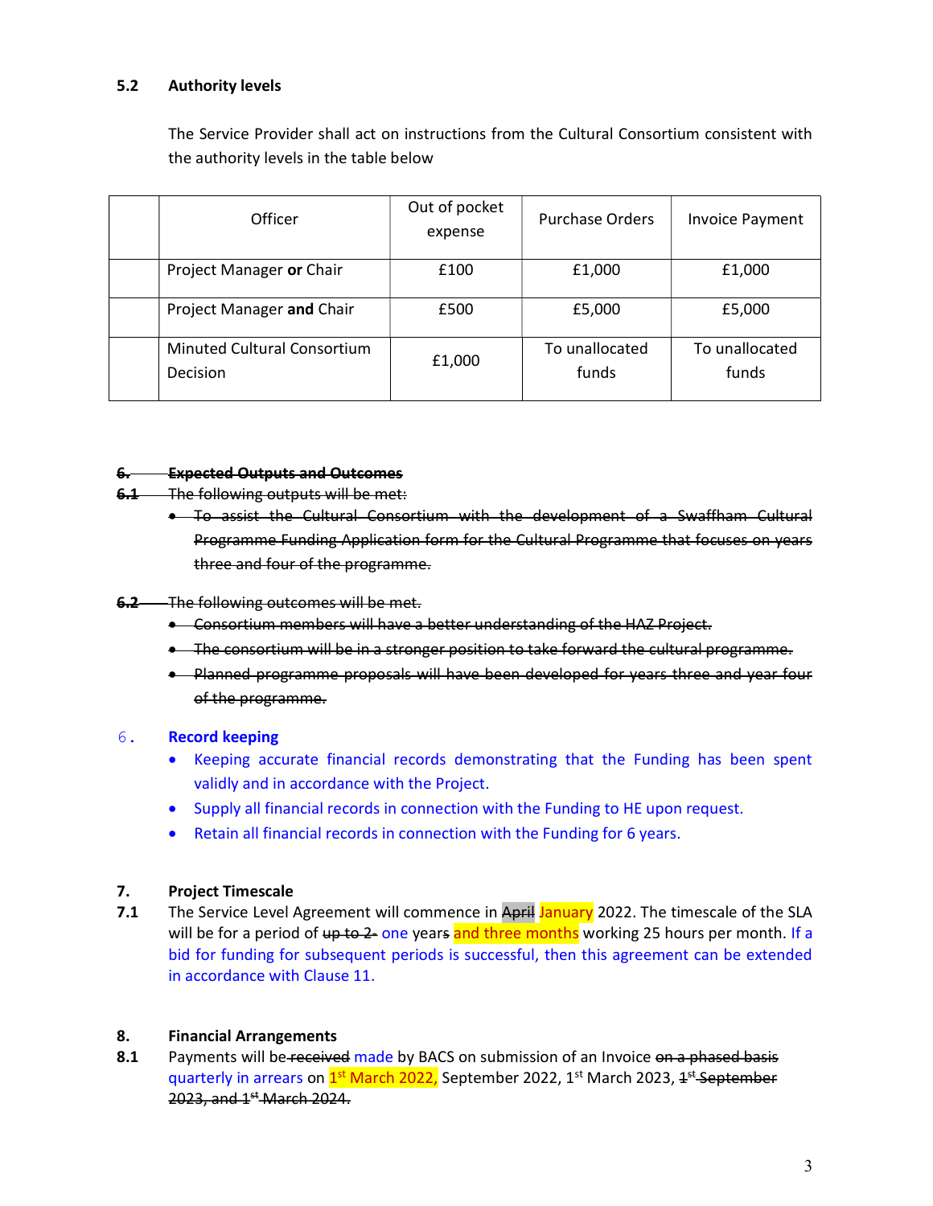### 5.2 Authority levels

The Service Provider shall act on instructions from the Cultural Consortium consistent with the authority levels in the table below

| | Officer | Out of pocket expense | Purchase Orders | Invoice Payment |
|---|---|---|---|---|
| | Project Manager **or** Chair | £100 | £1,000 | £1,000 |
| | Project Manager **and** Chair | £500 | £5,000 | £5,000 |
| | Minuted Cultural Consortium Decision | £1,000 | To unallocated funds | To unallocated funds |

~~**6. Expected Outputs and Outcomes**~~

~~**6.1** The following outputs will be met:~~

- ~~To assist the Cultural Consortium with the development of a Swaffham Cultural Programme Funding Application form for the Cultural Programme that focuses on years three and four of the programme.~~

~~**6.2** The following outcomes will be met.~~

- ~~Consortium members will have a better understanding of the HAZ Project.~~
- ~~The consortium will be in a stronger position to take forward the cultural programme.~~
- ~~Planned programme proposals will have been developed for years three and year four of the programme.~~

### 6. Record keeping

- Keeping accurate financial records demonstrating that the Funding has been spent validly and in accordance with the Project.
- Supply all financial records in connection with the Funding to HE upon request.
- Retain all financial records in connection with the Funding for 6 years.

### 7. Project Timescale

**7.1** The Service Level Agreement will commence in ~~April~~ January 2022. The timescale of the SLA will be for a period of ~~up to 2-~~ one year~~s~~ and three months working 25 hours per month. If a bid for funding for subsequent periods is successful, then this agreement can be extended in accordance with Clause 11.

### 8. Financial Arrangements

**8.1** Payments will be ~~received~~ made by BACS on submission of an Invoice ~~on a phased basis~~ quarterly in arrears on 1st March 2022, September 2022, 1st March 2023, ~~1st September 2023, and 1st March 2024.~~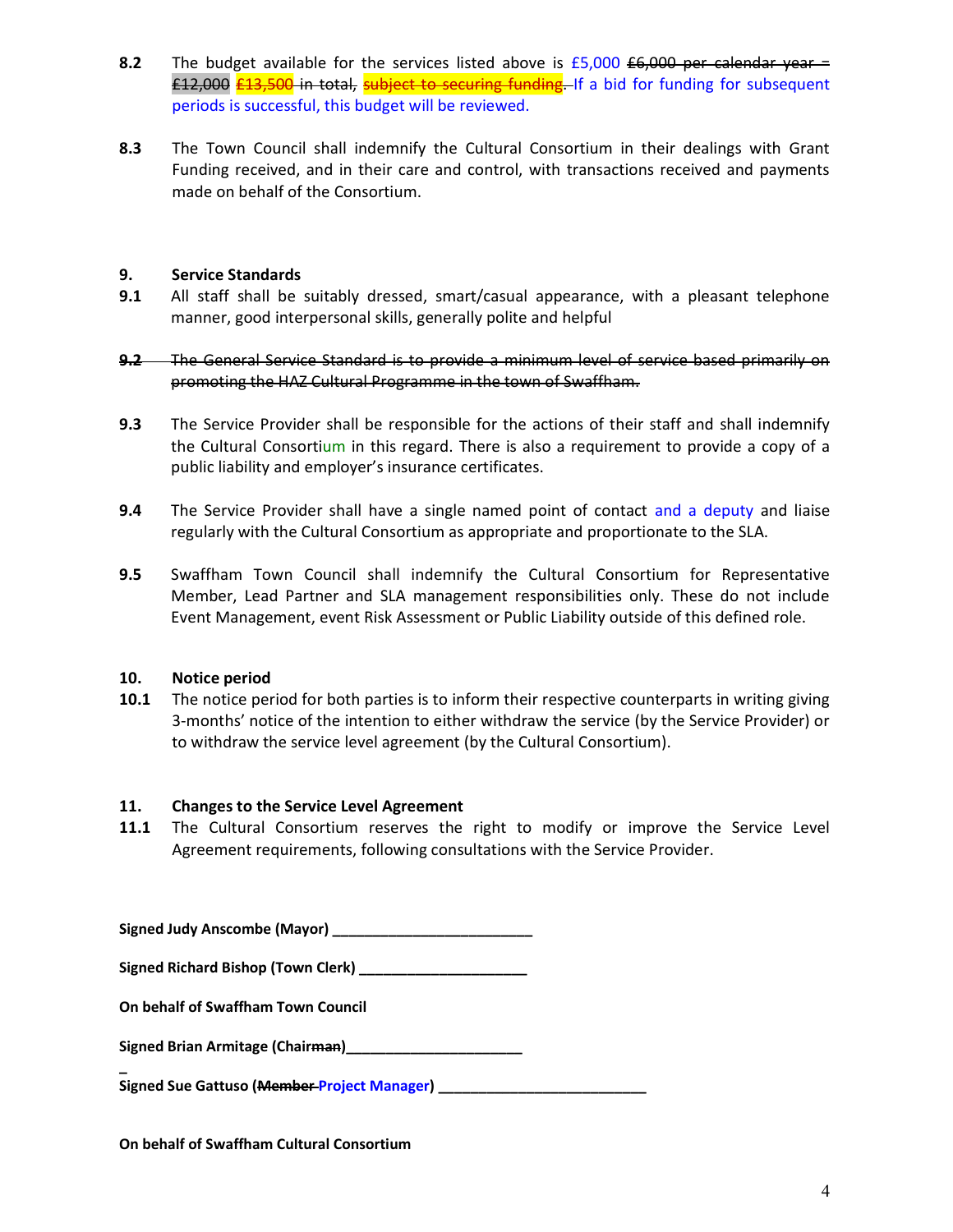**8.2** The budget available for the services listed above is £5,000 ~~£6,000 per calendar year = £12,000~~ ~~£13,500~~ ~~in total,~~ ~~subject to securing funding.~~ If a bid for funding for subsequent periods is successful, this budget will be reviewed.

**8.3** The Town Council shall indemnify the Cultural Consortium in their dealings with Grant Funding received, and in their care and control, with transactions received and payments made on behalf of the Consortium.

## 9. Service Standards

**9.1** All staff shall be suitably dressed, smart/casual appearance, with a pleasant telephone manner, good interpersonal skills, generally polite and helpful

~~**9.2** The General Service Standard is to provide a minimum level of service based primarily on promoting the HAZ Cultural Programme in the town of Swaffham.~~

**9.3** The Service Provider shall be responsible for the actions of their staff and shall indemnify the Cultural Consortium in this regard. There is also a requirement to provide a copy of a public liability and employer's insurance certificates.

**9.4** The Service Provider shall have a single named point of contact and a deputy and liaise regularly with the Cultural Consortium as appropriate and proportionate to the SLA.

**9.5** Swaffham Town Council shall indemnify the Cultural Consortium for Representative Member, Lead Partner and SLA management responsibilities only. These do not include Event Management, event Risk Assessment or Public Liability outside of this defined role.

## 10. Notice period

**10.1** The notice period for both parties is to inform their respective counterparts in writing giving 3-months' notice of the intention to either withdraw the service (by the Service Provider) or to withdraw the service level agreement (by the Cultural Consortium).

## 11. Changes to the Service Level Agreement

**11.1** The Cultural Consortium reserves the right to modify or improve the Service Level Agreement requirements, following consultations with the Service Provider.

**Signed Judy Anscombe (Mayor) _________________________**

**Signed Richard Bishop (Town Clerk) _____________________**

**On behalf of Swaffham Town Council**

**Signed Brian Armitage (Chair~~man~~)______________________**

**Signed Sue Gattuso (~~Member~~ Project Manager) __________________________**

**On behalf of Swaffham Cultural Consortium**